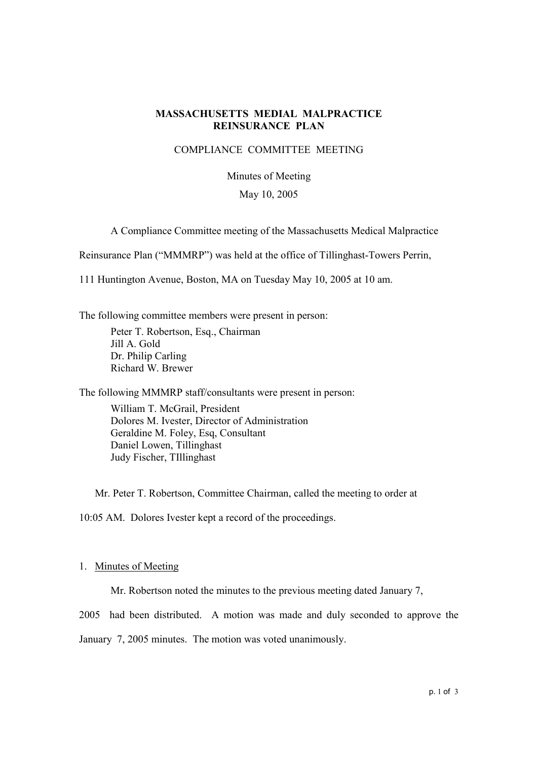**MASSACHUSETTS MEDIAL MALPRACTICE REINSURANCE PLAN**

COMPLIANCE COMMITTEE MEETING

Minutes of Meeting

May 10, 2005

A Compliance Committee meeting of the Massachusetts Medical Malpractice Reinsurance Plan ("MMMRP") was held at the office of Tillinghast-Towers Perrin, 111 Huntington Avenue, Boston, MA on Tuesday May 10, 2005 at 10 am.

The following committee members were present in person:

Peter T. Robertson, Esq., Chairman
Jill A. Gold
Dr. Philip Carling
Richard W. Brewer

The following MMMRP staff/consultants were present in person:

William T. McGrail, President
Dolores M. Ivester, Director of Administration
Geraldine M. Foley, Esq, Consultant
Daniel Lowen, Tillinghast
Judy Fischer, TIllinghast

Mr. Peter T. Robertson, Committee Chairman, called the meeting to order at 10:05 AM. Dolores Ivester kept a record of the proceedings.

1. Minutes of Meeting

Mr. Robertson noted the minutes to the previous meeting dated January 7, 2005 had been distributed. A motion was made and duly seconded to approve the January 7, 2005 minutes. The motion was voted unanimously.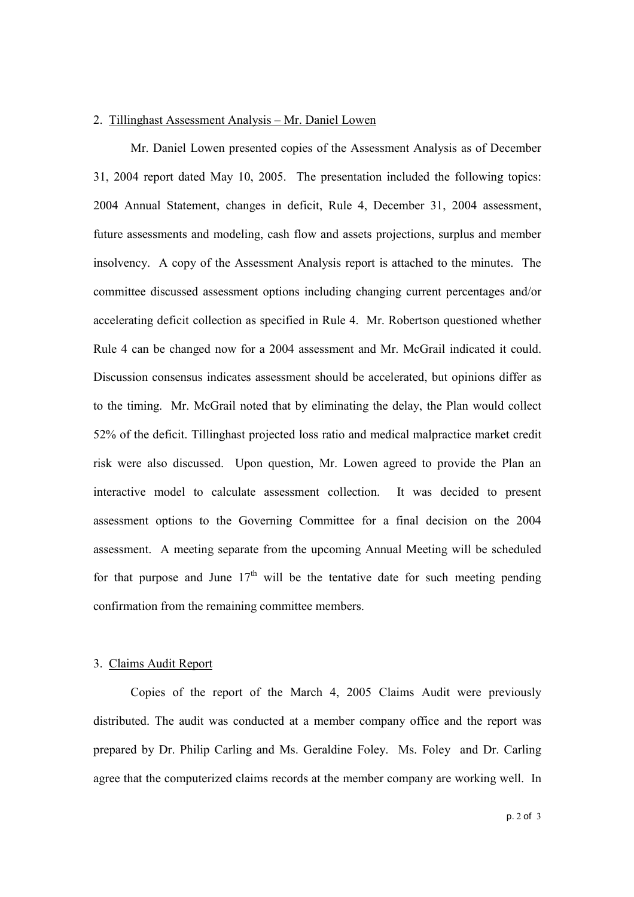2. Tillinghast Assessment Analysis – Mr. Daniel Lowen

Mr. Daniel Lowen presented copies of the Assessment Analysis as of December 31, 2004 report dated May 10, 2005. The presentation included the following topics: 2004 Annual Statement, changes in deficit, Rule 4, December 31, 2004 assessment, future assessments and modeling, cash flow and assets projections, surplus and member insolvency. A copy of the Assessment Analysis report is attached to the minutes. The committee discussed assessment options including changing current percentages and/or accelerating deficit collection as specified in Rule 4. Mr. Robertson questioned whether Rule 4 can be changed now for a 2004 assessment and Mr. McGrail indicated it could. Discussion consensus indicates assessment should be accelerated, but opinions differ as to the timing. Mr. McGrail noted that by eliminating the delay, the Plan would collect 52% of the deficit. Tillinghast projected loss ratio and medical malpractice market credit risk were also discussed. Upon question, Mr. Lowen agreed to provide the Plan an interactive model to calculate assessment collection. It was decided to present assessment options to the Governing Committee for a final decision on the 2004 assessment. A meeting separate from the upcoming Annual Meeting will be scheduled for that purpose and June 17th will be the tentative date for such meeting pending confirmation from the remaining committee members.

3. Claims Audit Report

Copies of the report of the March 4, 2005 Claims Audit were previously distributed. The audit was conducted at a member company office and the report was prepared by Dr. Philip Carling and Ms. Geraldine Foley. Ms. Foley and Dr. Carling agree that the computerized claims records at the member company are working well. In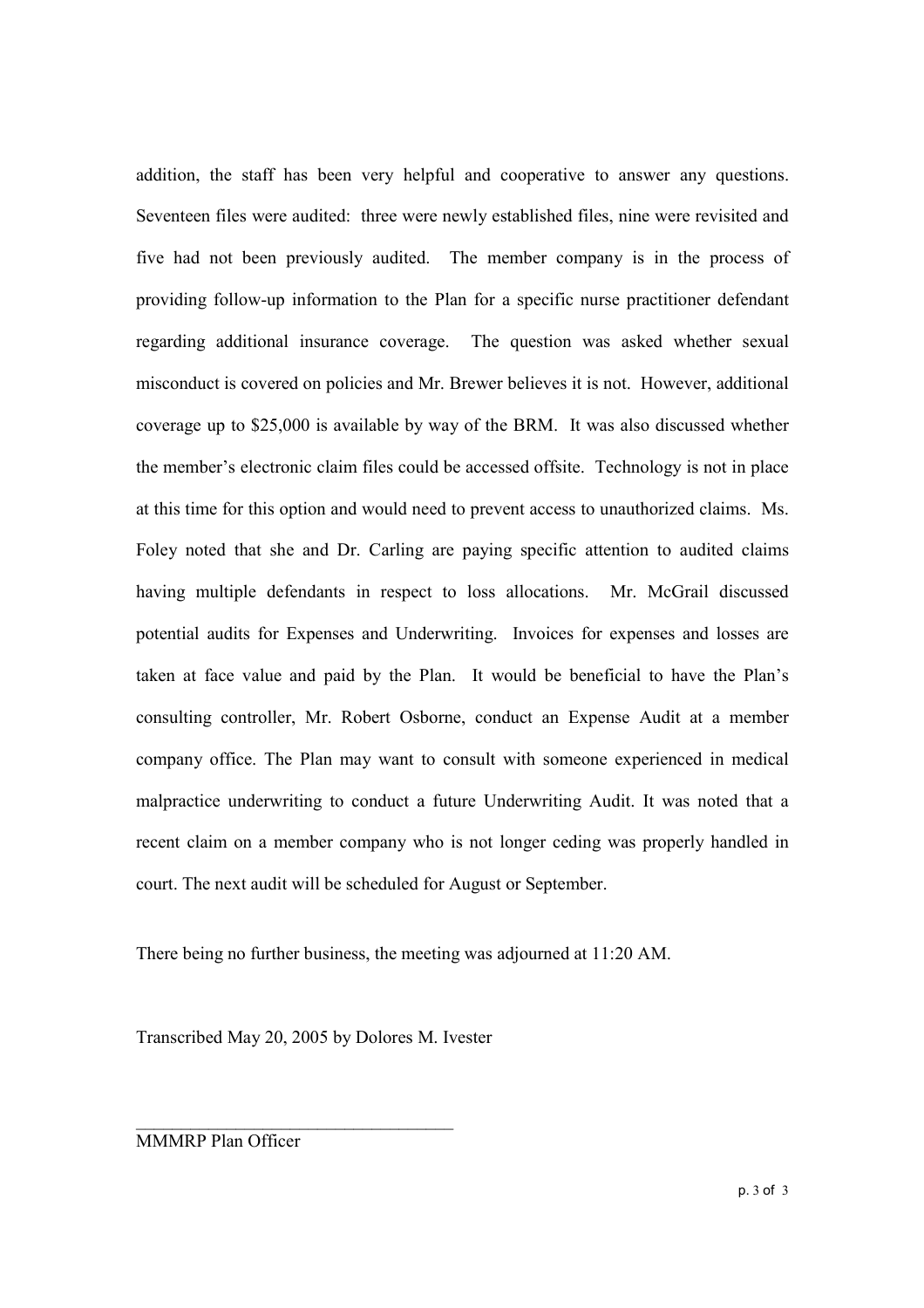addition, the staff has been very helpful and cooperative to answer any questions. Seventeen files were audited: three were newly established files, nine were revisited and five had not been previously audited. The member company is in the process of providing follow-up information to the Plan for a specific nurse practitioner defendant regarding additional insurance coverage. The question was asked whether sexual misconduct is covered on policies and Mr. Brewer believes it is not. However, additional coverage up to $25,000 is available by way of the BRM. It was also discussed whether the member's electronic claim files could be accessed offsite. Technology is not in place at this time for this option and would need to prevent access to unauthorized claims. Ms. Foley noted that she and Dr. Carling are paying specific attention to audited claims having multiple defendants in respect to loss allocations. Mr. McGrail discussed potential audits for Expenses and Underwriting. Invoices for expenses and losses are taken at face value and paid by the Plan. It would be beneficial to have the Plan's consulting controller, Mr. Robert Osborne, conduct an Expense Audit at a member company office. The Plan may want to consult with someone experienced in medical malpractice underwriting to conduct a future Underwriting Audit. It was noted that a recent claim on a member company who is not longer ceding was properly handled in court. The next audit will be scheduled for August or September.

There being no further business, the meeting was adjourned at 11:20 AM.

Transcribed May 20, 2005 by Dolores M. Ivester

\_\_\_\_\_\_\_\_\_\_\_\_\_\_\_\_\_\_\_\_\_\_\_\_\_\_\_\_\_\_\_\_\_\_\_\_

MMMRP Plan Officer